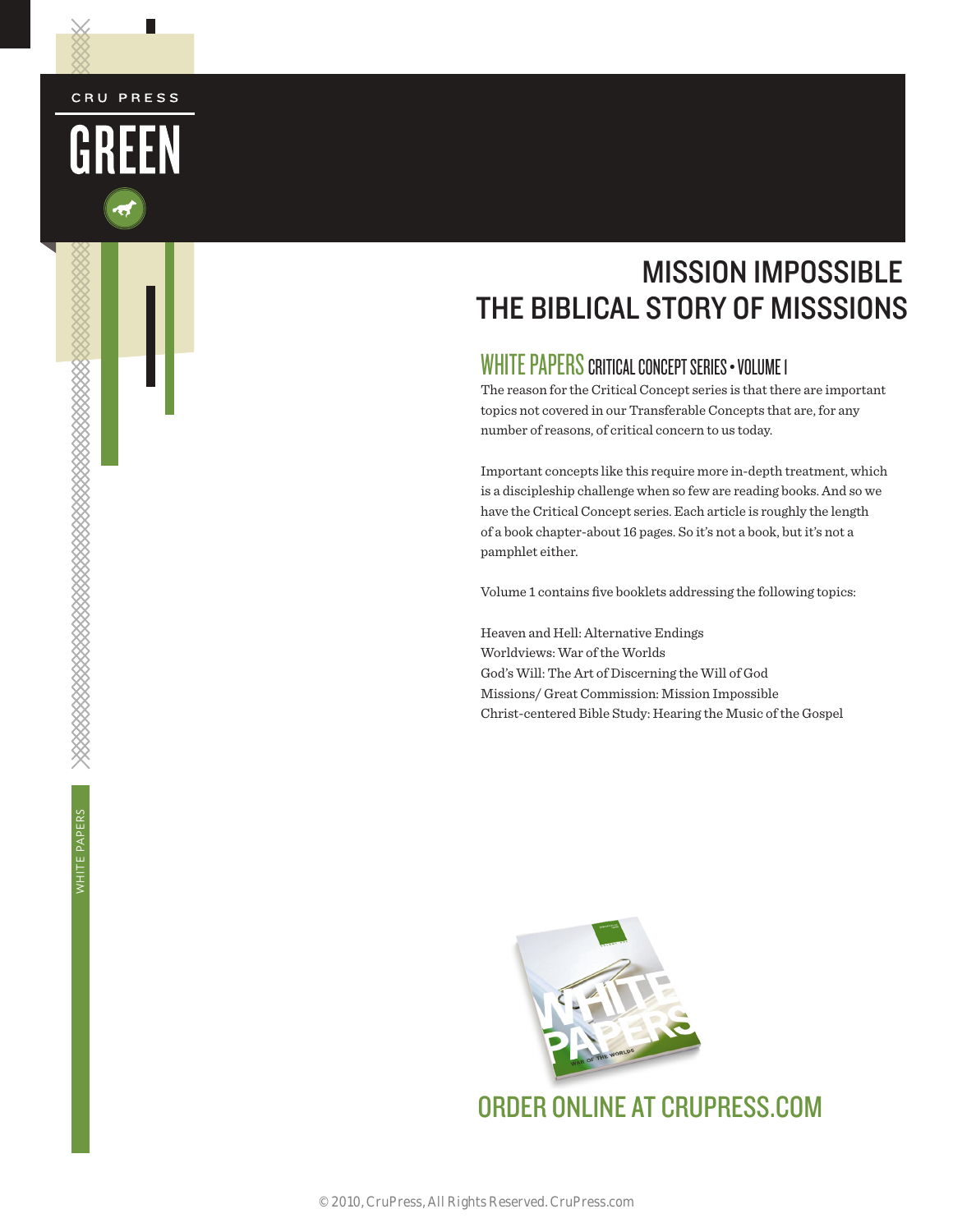CRU PRESS

GREEN

# MISSION IMPOSSIBLE
# THE BIBLICAL STORY OF MISSSIONS

## WHITE PAPERS CRITICAL CONCEPT SERIES • VOLUME I

The reason for the Critical Concept series is that there are important topics not covered in our Transferable Concepts that are, for any number of reasons, of critical concern to us today.

Important concepts like this require more in-depth treatment, which is a discipleship challenge when so few are reading books. And so we have the Critical Concept series. Each article is roughly the length of a book chapter-about 16 pages. So it's not a book, but it's not a pamphlet either.

Volume 1 contains five booklets addressing the following topics:

Heaven and Hell: Alternative Endings
Worldviews: War of the Worlds
God's Will: The Art of Discerning the Will of God
Missions/ Great Commission: Mission Impossible
Christ-centered Bible Study: Hearing the Music of the Gospel

ORDER ONLINE AT CRUPRESS.COM

WHITE PAPERS

© 2010, CruPress, All Rights Reserved. CruPress.com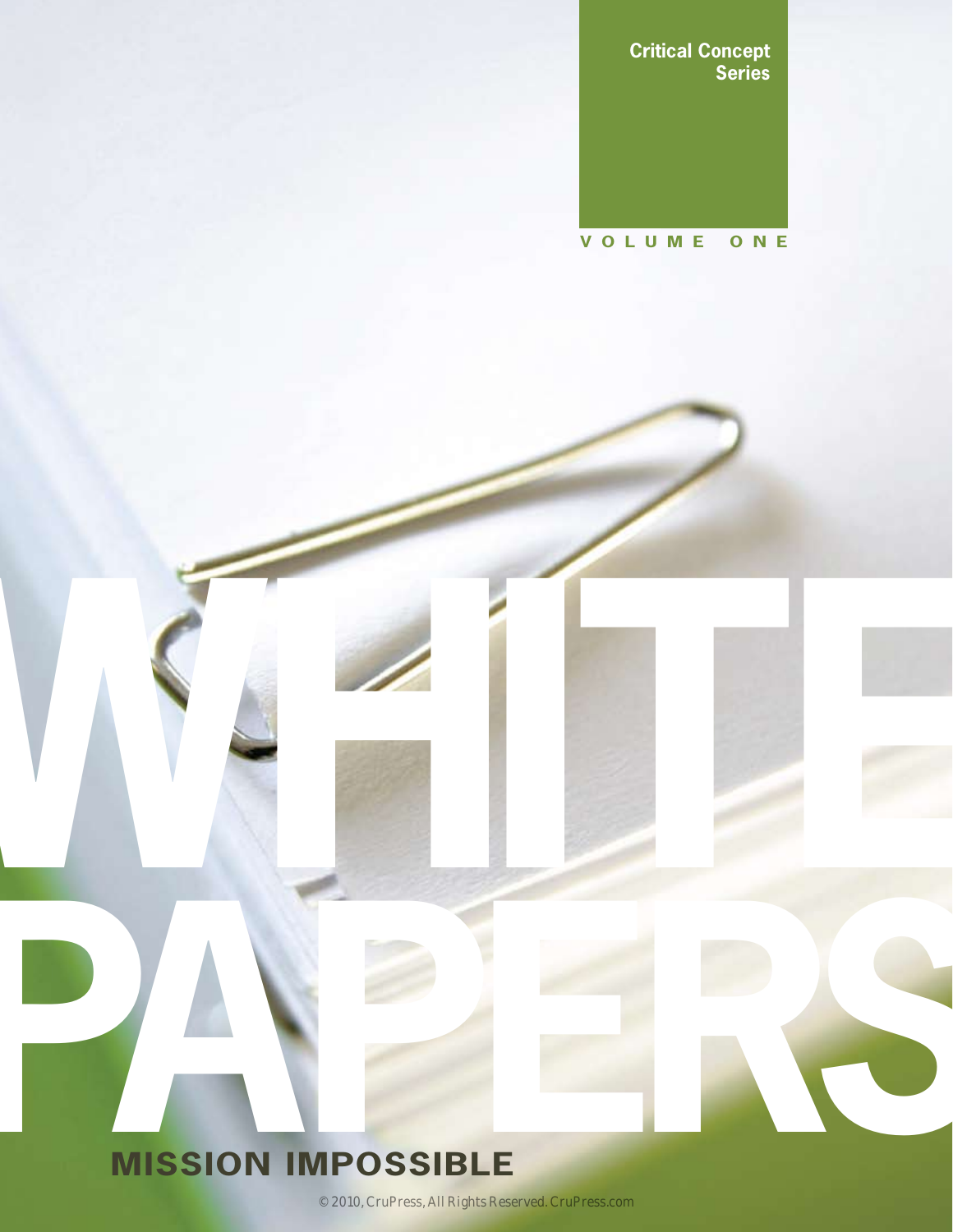Critical Concept Series

VOLUME ONE

# WHITE PAPERS

## MISSION IMPOSSIBLE

© 2010, CruPress, All Rights Reserved. CruPress.com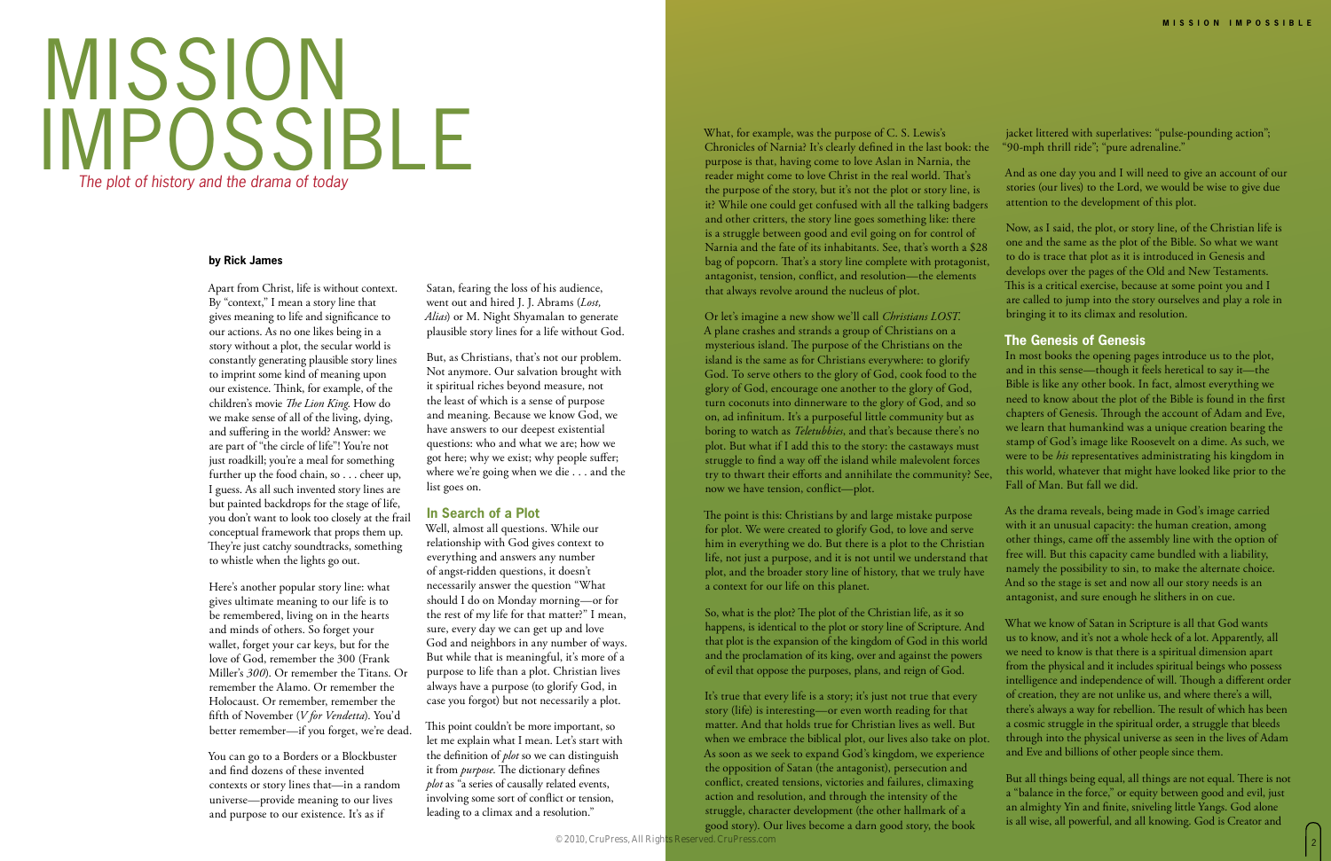# MISSION IMPOSSIBLE

*The plot of history and the drama of today*

**by Rick James**

Apart from Christ, life is without context. By "context," I mean a story line that gives meaning to life and significance to our actions. As no one likes being in a story without a plot, the secular world is constantly generating plausible story lines to imprint some kind of meaning upon our existence. Think, for example, of the children's movie *The Lion King*. How do we make sense of all of the living, dying, and suffering in the world? Answer: we are part of "the circle of life"! You're not just roadkill; you're a meal for something further up the food chain, so . . . cheer up, I guess. As all such invented story lines are but painted backdrops for the stage of life, you don't want to look too closely at the frail conceptual framework that props them up. They're just catchy soundtracks, something to whistle when the lights go out.

Here's another popular story line: what gives ultimate meaning to our life is to be remembered, living on in the hearts and minds of others. So forget your wallet, forget your car keys, but for the love of God, remember the 300 (Frank Miller's *300*). Or remember the Titans. Or remember the Alamo. Or remember the Holocaust. Or remember, remember the fifth of November (*V for Vendetta*). You'd better remember—if you forget, we're dead.

You can go to a Borders or a Blockbuster and find dozens of these invented contexts or story lines that—in a random universe—provide meaning to our lives and purpose to our existence. It's as if Satan, fearing the loss of his audience, went out and hired J. J. Abrams (*Lost, Alias*) or M. Night Shyamalan to generate plausible story lines for a life without God.

But, as Christians, that's not our problem. Not anymore. Our salvation brought with it spiritual riches beyond measure, not the least of which is a sense of purpose and meaning. Because we know God, we have answers to our deepest existential questions: who and what we are; how we got here; why we exist; why people suffer; where we're going when we die . . . and the list goes on.

## In Search of a Plot

Well, almost all questions. While our relationship with God gives context to everything and answers any number of angst-ridden questions, it doesn't necessarily answer the question "What should I do on Monday morning—or for the rest of my life for that matter?" I mean, sure, every day we can get up and love God and neighbors in any number of ways. But while that is meaningful, it's more of a purpose to life than a plot. Christian lives always have a purpose (to glorify God, in case you forgot) but not necessarily a plot.

This point couldn't be more important, so let me explain what I mean. Let's start with the definition of *plot* so we can distinguish it from *purpose*. The dictionary defines *plot* as "a series of causally related events, involving some sort of conflict or tension, leading to a climax and a resolution."

What, for example, was the purpose of C. S. Lewis's Chronicles of Narnia? It's clearly defined in the last book: the purpose is that, having come to love Aslan in Narnia, the reader might come to love Christ in the real world. That's the purpose of the story, but it's not the plot or story line, is it? While one could get confused with all the talking badgers and other critters, the story line goes something like: there is a struggle between good and evil going on for control of Narnia and the fate of its inhabitants. See, that's worth a $28 bag of popcorn. That's a story line complete with protagonist, antagonist, tension, conflict, and resolution—the elements that always revolve around the nucleus of plot.

Or let's imagine a new show we'll call *Christians LOST*. A plane crashes and strands a group of Christians on a mysterious island. The purpose of the Christians on the island is the same as for Christians everywhere: to glorify God. To serve others to the glory of God, cook food to the glory of God, encourage one another to the glory of God, turn coconuts into dinnerware to the glory of God, and so on, ad infinitum. It's a purposeful little community but as boring to watch as *Teletubbies*, and that's because there's no plot. But what if I add this to the story: the castaways must struggle to find a way off the island while malevolent forces try to thwart their efforts and annihilate the community? See, now we have tension, conflict—plot.

The point is this: Christians by and large mistake purpose for plot. We were created to glorify God, to love and serve him in everything we do. But there is a plot to the Christian life, not just a purpose, and it is not until we understand that plot, and the broader story line of history, that we truly have a context for our life on this planet.

So, what is the plot? The plot of the Christian life, as it so happens, is identical to the plot or story line of Scripture. And that plot is the expansion of the kingdom of God in this world and the proclamation of its king, over and against the powers of evil that oppose the purposes, plans, and reign of God.

It's true that every life is a story; it's just not true that every story (life) is interesting—or even worth reading for that matter. And that holds true for Christian lives as well. But when we embrace the biblical plot, our lives also take on plot. As soon as we seek to expand God's kingdom, we experience the opposition of Satan (the antagonist), persecution and conflict, created tensions, victories and failures, climaxing action and resolution, and through the intensity of the struggle, character development (the other hallmark of a good story). Our lives become a darn good story, the book jacket littered with superlatives: "pulse-pounding action"; "90-mph thrill ride"; "pure adrenaline."

And as one day you and I will need to give an account of our stories (our lives) to the Lord, we would be wise to give due attention to the development of this plot.

Now, as I said, the plot, or story line, of the Christian life is one and the same as the plot of the Bible. So what we want to do is trace that plot as it is introduced in Genesis and develops over the pages of the Old and New Testaments. This is a critical exercise, because at some point you and I are called to jump into the story ourselves and play a role in bringing it to its climax and resolution.

## The Genesis of Genesis

In most books the opening pages introduce us to the plot, and in this sense—though it feels heretical to say it—the Bible is like any other book. In fact, almost everything we need to know about the plot of the Bible is found in the first chapters of Genesis. Through the account of Adam and Eve, we learn that humankind was a unique creation bearing the stamp of God's image like Roosevelt on a dime. As such, we were to be *his* representatives administrating his kingdom in this world, whatever that might have looked like prior to the Fall of Man. But fall we did.

As the drama reveals, being made in God's image carried with it an unusual capacity: the human creation, among other things, came off the assembly line with the option of free will. But this capacity came bundled with a liability, namely the possibility to sin, to make the alternate choice. And so the stage is set and now all our story needs is an antagonist, and sure enough he slithers in on cue.

What we know of Satan in Scripture is all that God wants us to know, and it's not a whole heck of a lot. Apparently, all we need to know is that there is a spiritual dimension apart from the physical and it includes spiritual beings who possess intelligence and independence of will. Though a different order of creation, they are not unlike us, and where there's a will, there's always a way for rebellion. The result of which has been a cosmic struggle in the spiritual order, a struggle that bleeds through into the physical universe as seen in the lives of Adam and Eve and billions of other people since them.

But all things being equal, all things are not equal. There is not a "balance in the force," or equity between good and evil, just an almighty Yin and finite, sniveling little Yangs. God alone is all wise, all powerful, and all knowing. God is Creator and

© 2010, CruPress, All Rights Reserved. CruPress.com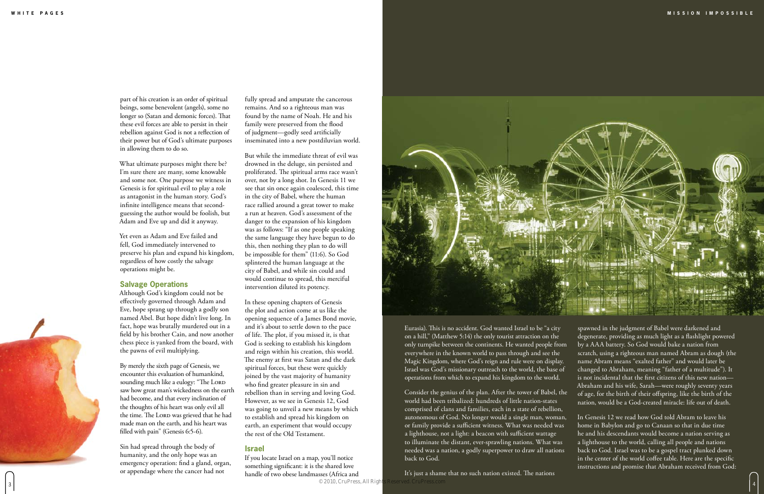part of his creation is an order of spiritual beings, some benevolent (angels), some no longer so (Satan and demonic forces). That these evil forces are able to persist in their rebellion against God is not a reflection of their power but of God's ultimate purposes in allowing them to do so.

What ultimate purposes might there be? I'm sure there are many, some knowable and some not. One purpose we witness in Genesis is for spiritual evil to play a role as antagonist in the human story. God's infinite intelligence means that second-guessing the author would be foolish, but Adam and Eve up and did it anyway.

Yet even as Adam and Eve failed and fell, God immediately intervened to preserve his plan and expand his kingdom, regardless of how costly the salvage operations might be.

## Salvage Operations

Although God's kingdom could not be effectively governed through Adam and Eve, hope sprang up through a godly son named Abel. But hope didn't live long. In fact, hope was brutally murdered out in a field by his brother Cain, and now another chess piece is yanked from the board, with the pawns of evil multiplying.

By merely the sixth page of Genesis, we encounter this evaluation of humankind, sounding much like a eulogy: "The Lord saw how great man's wickedness on the earth had become, and that every inclination of the thoughts of his heart was only evil all the time. The Lord was grieved that he had made man on the earth, and his heart was filled with pain" (Genesis 6:5-6).

Sin had spread through the body of humanity, and the only hope was an emergency operation: find a gland, organ, or appendage where the cancer had not fully spread and amputate the cancerous remains. And so a righteous man was found by the name of Noah. He and his family were preserved from the flood of judgment—godly seed artificially inseminated into a new postdiluvian world.

But while the immediate threat of evil was drowned in the deluge, sin persisted and proliferated. The spiritual arms race wasn't over, not by a long shot. In Genesis 11 we see that sin once again coalesced, this time in the city of Babel, where the human race rallied around a great tower to make a run at heaven. God's assessment of the danger to the expansion of his kingdom was as follows: "If as one people speaking the same language they have begun to do this, then nothing they plan to do will be impossible for them" (11:6). So God splintered the human language at the city of Babel, and while sin could and would continue to spread, this merciful intervention diluted its potency.

In these opening chapters of Genesis the plot and action come at us like the opening sequence of a James Bond movie, and it's about to settle down to the pace of life. The plot, if you missed it, is that God is seeking to establish his kingdom and reign within his creation, this world. The enemy at first was Satan and the dark spiritual forces, but these were quickly joined by the vast majority of humanity who find greater pleasure in sin and rebellion than in serving and loving God. However, as we see in Genesis 12, God was going to unveil a new means by which to establish and spread his kingdom on earth, an experiment that would occupy the rest of the Old Testament.

## Israel

If you locate Israel on a map, you'll notice something significant: it is the shared love handle of two obese landmasses (Africa and Eurasia). This is no accident. God wanted Israel to be "a city on a hill," (Matthew 5:14) the only tourist attraction on the only turnpike between the continents. He wanted people from everywhere in the known world to pass through and see the Magic Kingdom, where God's reign and rule were on display. Israel was God's missionary outreach to the world, the base of operations from which to expand his kingdom to the world.

Consider the genius of the plan. After the tower of Babel, the world had been tribalized: hundreds of little nation-states comprised of clans and families, each in a state of rebellion, autonomous of God. No longer would a single man, woman, or family provide a sufficient witness. What was needed was a lighthouse, not a light: a beacon with sufficient wattage to illuminate the distant, ever-sprawling nations. What was needed was a nation, a godly superpower to draw all nations back to God.

It's just a shame that no such nation existed. The nations spawned in the judgment of Babel were darkened and degenerate, providing as much light as a flashlight powered by a AAA battery. So God would bake a nation from scratch, using a righteous man named Abram as dough (the name Abram means "exalted father" and would later be changed to Abraham, meaning "father of a multitude"). It is not incidental that the first citizens of this new nation—Abraham and his wife, Sarah—were roughly seventy years of age, for the birth of their offspring, like the birth of the nation, would be a God-created miracle: life out of death.

In Genesis 12 we read how God told Abram to leave his home in Babylon and go to Canaan so that in due time he and his descendants would become a nation serving as a lighthouse to the world, calling all people and nations back to God. Israel was to be a gospel tract plunked down in the center of the world coffee table. Here are the specific instructions and promise that Abraham received from God: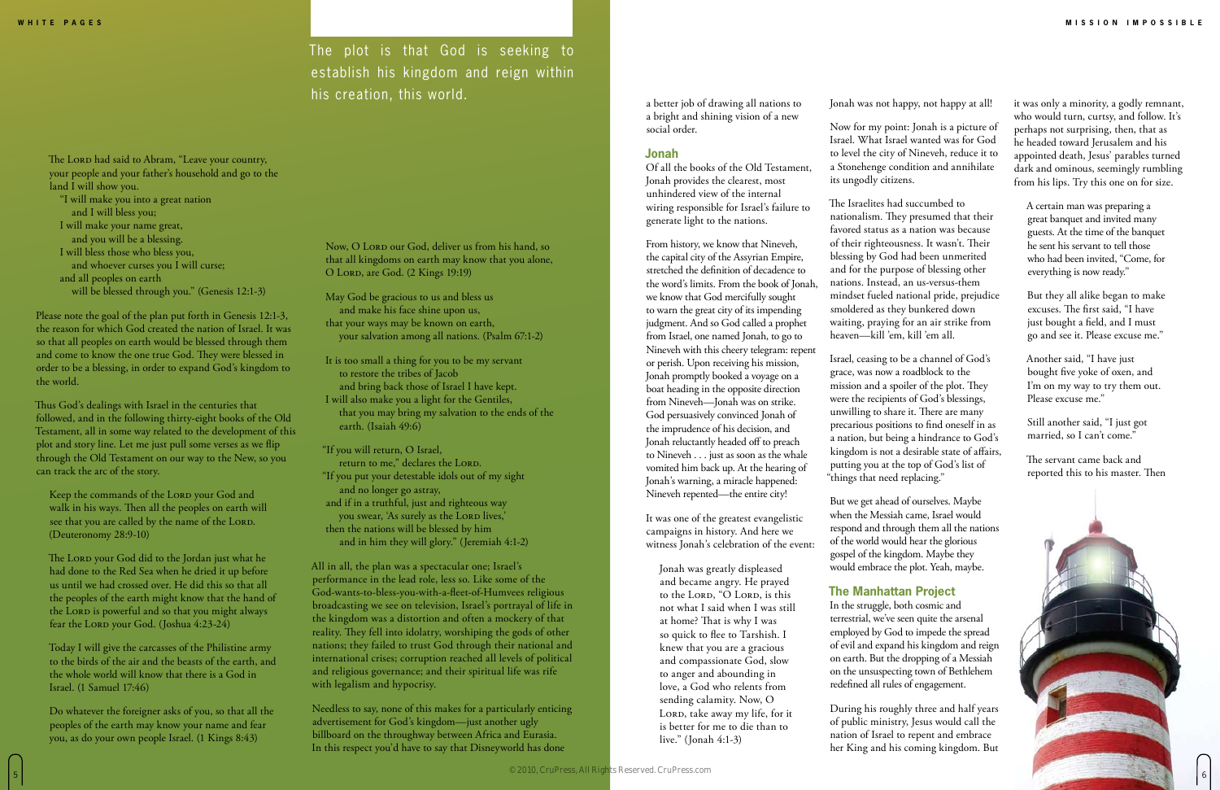The plot is that God is seeking to establish his kingdom and reign within his creation, this world.

The Lord had said to Abram, "Leave your country, your people and your father's household and go to the land I will show you.

"I will make you into a great nation
and I will bless you;
I will make your name great,
and you will be a blessing.
I will bless those who bless you,
and whoever curses you I will curse;
and all peoples on earth
will be blessed through you." (Genesis 12:1-3)

Please note the goal of the plan put forth in Genesis 12:1-3, the reason for which God created the nation of Israel. It was so that all peoples on earth would be blessed through them and come to know the one true God. They were blessed in order to be a blessing, in order to expand God's kingdom to the world.

Thus God's dealings with Israel in the centuries that followed, and in the following thirty-eight books of the Old Testament, all in some way related to the development of this plot and story line. Let me just pull some verses as we flip through the Old Testament on our way to the New, so you can track the arc of the story.

> Keep the commands of the Lord your God and walk in his ways. Then all the peoples on earth will see that you are called by the name of the Lord. (Deuteronomy 28:9-10)

> The Lord your God did to the Jordan just what he had done to the Red Sea when he dried it up before us until we had crossed over. He did this so that all the peoples of the earth might know that the hand of the Lord is powerful and so that you might always fear the Lord your God. (Joshua 4:23-24)

> Today I will give the carcasses of the Philistine army to the birds of the air and the beasts of the earth, and the whole world will know that there is a God in Israel. (1 Samuel 17:46)

> Do whatever the foreigner asks of you, so that all the peoples of the earth may know your name and fear you, as do your own people Israel. (1 Kings 8:43)

> Now, O Lord our God, deliver us from his hand, so that all kingdoms on earth may know that you alone, O Lord, are God. (2 Kings 19:19)

> May God be gracious to us and bless us
> and make his face shine upon us,
> that your ways may be known on earth,
> your salvation among all nations. (Psalm 67:1-2)

> It is too small a thing for you to be my servant
> to restore the tribes of Jacob
> and bring back those of Israel I have kept.
> I will also make you a light for the Gentiles,
> that you may bring my salvation to the ends of the earth. (Isaiah 49:6)

> "If you will return, O Israel,
> return to me," declares the Lord.
> "If you put your detestable idols out of my sight
> and no longer go astray,
> and if in a truthful, just and righteous way
> you swear, 'As surely as the Lord lives,'
> then the nations will be blessed by him
> and in him they will glory." (Jeremiah 4:1-2)

All in all, the plan was a spectacular one; Israel's performance in the lead role, less so. Like some of the God-wants-to-bless-you-with-a-fleet-of-Humvees religious broadcasting we see on television, Israel's portrayal of life in the kingdom was a distortion and often a mockery of that reality. They fell into idolatry, worshiping the gods of other nations; they failed to trust God through their national and international crises; corruption reached all levels of political and religious governance; and their spiritual life was rife with legalism and hypocrisy.

Needless to say, none of this makes for a particularly enticing advertisement for God's kingdom—just another ugly billboard on the throughway between Africa and Eurasia. In this respect you'd have to say that Disneyworld has done a better job of drawing all nations to a bright and shining vision of a new social order.

## Jonah

Of all the books of the Old Testament, Jonah provides the clearest, most unhindered view of the internal wiring responsible for Israel's failure to generate light to the nations.

From history, we know that Nineveh, the capital city of the Assyrian Empire, stretched the definition of decadence to the world's limits. From the book of Jonah, we know that God mercifully sought to warn the great city of its impending judgment. And so God called a prophet from Israel, one named Jonah, to go to Nineveh with this cheery telegram: repent or perish. Upon receiving his mission, Jonah promptly booked a voyage on a boat heading in the opposite direction from Nineveh—Jonah was on strike. God persuasively convinced Jonah of the imprudence of his decision, and Jonah reluctantly headed off to preach to Nineveh . . . just as soon as the whale vomited him back up. At the hearing of Jonah's warning, a miracle happened: Nineveh repented—the entire city!

It was one of the greatest evangelistic campaigns in history. And here we witness Jonah's celebration of the event:

> Jonah was greatly displeased and became angry. He prayed to the Lord, "O Lord, is this not what I said when I was still at home? That is why I was so quick to flee to Tarshish. I knew that you are a gracious and compassionate God, slow to anger and abounding in love, a God who relents from sending calamity. Now, O Lord, take away my life, for it is better for me to die than to live." (Jonah 4:1-3)

Jonah was not happy, not happy at all!

Now for my point: Jonah is a picture of Israel. What Israel wanted was for God to level the city of Nineveh, reduce it to a Stonehenge condition and annihilate its ungodly citizens.

The Israelites had succumbed to nationalism. They presumed that their favored status as a nation was because of their righteousness. It wasn't. Their blessing by God had been unmerited and for the purpose of blessing other nations. Instead, an us-versus-them mindset fueled national pride, prejudice smoldered as they bunkered down waiting, praying for an air strike from heaven—kill 'em, kill 'em all.

Israel, ceasing to be a channel of God's grace, was now a roadblock to the mission and a spoiler of the plot. They were the recipients of God's blessings, unwilling to share it. There are many precarious positions to find oneself in as a nation, but being a hindrance to God's kingdom is not a desirable state of affairs, putting you at the top of God's list of "things that need replacing."

But we get ahead of ourselves. Maybe when the Messiah came, Israel would respond and through them all the nations of the world would hear the glorious gospel of the kingdom. Maybe they would embrace the plot. Yeah, maybe.

## The Manhattan Project

In the struggle, both cosmic and terrestrial, we've seen quite the arsenal employed by God to impede the spread of evil and expand his kingdom and reign on earth. But the dropping of a Messiah on the unsuspecting town of Bethlehem redefined all rules of engagement.

During his roughly three and half years of public ministry, Jesus would call the nation of Israel to repent and embrace her King and his coming kingdom. But it was only a minority, a godly remnant, who would turn, curtsy, and follow. It's perhaps not surprising, then, that as he headed toward Jerusalem and his appointed death, Jesus' parables turned dark and ominous, seemingly rumbling from his lips. Try this one on for size.

> A certain man was preparing a great banquet and invited many guests. At the time of the banquet he sent his servant to tell those who had been invited, "Come, for everything is now ready."

> But they all alike began to make excuses. The first said, "I have just bought a field, and I must go and see it. Please excuse me."

> Another said, "I have just bought five yoke of oxen, and I'm on my way to try them out. Please excuse me."

> Still another said, "I just got married, so I can't come."

> The servant came back and reported this to his master. Then

© 2010, CruPress, All Rights Reserved. CruPress.com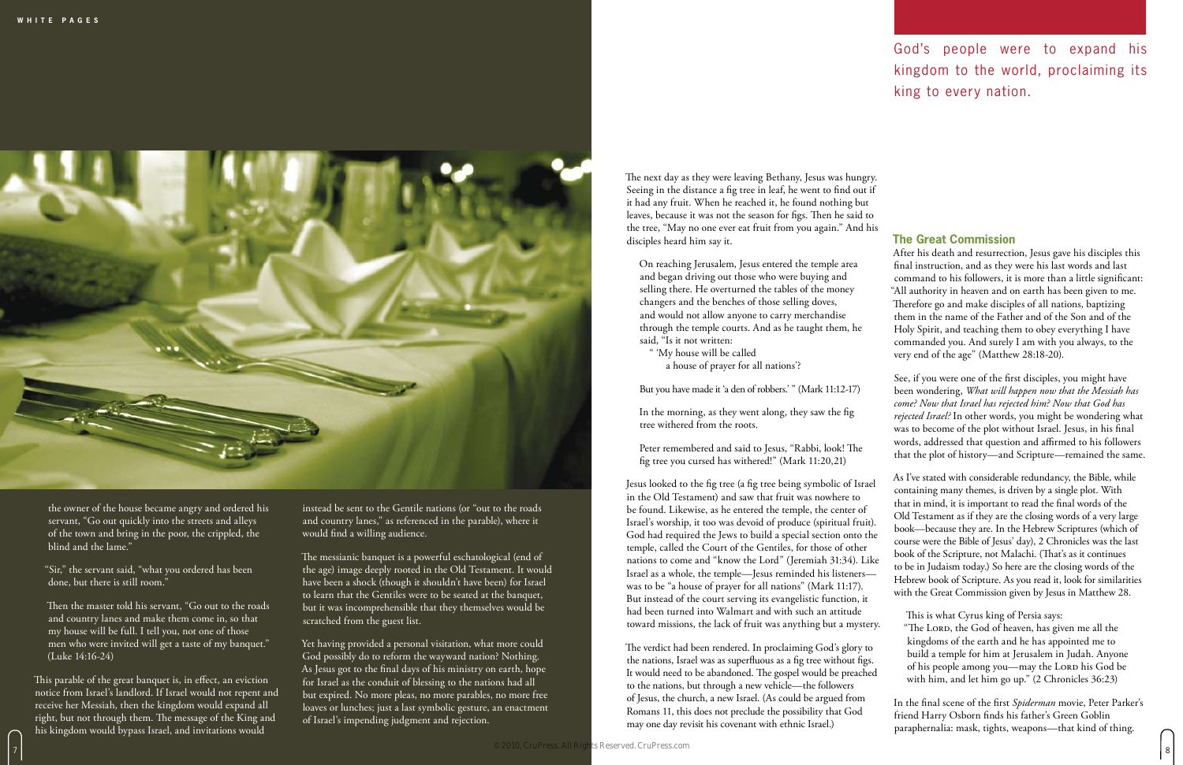the owner of the house became angry and ordered his servant, "Go out quickly into the streets and alleys of the town and bring in the poor, the crippled, the blind and the lame."

"Sir," the servant said, "what you ordered has been done, but there is still room."

Then the master told his servant, "Go out to the roads and country lanes and make them come in, so that my house will be full. I tell you, not one of those men who were invited will get a taste of my banquet." (Luke 14:16-24)

This parable of the great banquet is, in effect, an eviction notice from Israel's landlord. If Israel would not repent and receive her Messiah, then the kingdom would expand all right, but not through them. The message of the King and his kingdom would bypass Israel, and invitations would instead be sent to the Gentile nations (or "out to the roads and country lanes," as referenced in the parable), where it would find a willing audience.

The messianic banquet is a powerful eschatological (end of the age) image deeply rooted in the Old Testament. It would have been a shock (though it shouldn't have been) for Israel to learn that the Gentiles were to be seated at the banquet, but it was incomprehensible that they themselves would be scratched from the guest list.

Yet having provided a personal visitation, what more could God possibly do to reform the wayward nation? Nothing. As Jesus got to the final days of his ministry on earth, hope for Israel as the conduit of blessing to the nations had all but expired. No more pleas, no more parables, no more free loaves or lunches; just a last symbolic gesture, an enactment of Israel's impending judgment and rejection.

The next day as they were leaving Bethany, Jesus was hungry. Seeing in the distance a fig tree in leaf, he went to find out if it had any fruit. When he reached it, he found nothing but leaves, because it was not the season for figs. Then he said to the tree, "May no one ever eat fruit from you again." And his disciples heard him say it.

> On reaching Jerusalem, Jesus entered the temple area and began driving out those who were buying and selling there. He overturned the tables of the money changers and the benches of those selling doves, and would not allow anyone to carry merchandise through the temple courts. And as he taught them, he said, "Is it not written:
>
> " 'My house will be called
> a house of prayer for all nations'?

But you have made it 'a den of robbers.' " (Mark 11:12-17)

> In the morning, as they went along, they saw the fig tree withered from the roots.
>
> Peter remembered and said to Jesus, "Rabbi, look! The fig tree you cursed has withered!" (Mark 11:20,21)

Jesus looked to the fig tree (a fig tree being symbolic of Israel in the Old Testament) and saw that fruit was nowhere to be found. Likewise, as he entered the temple, the center of Israel's worship, it too was devoid of produce (spiritual fruit). God had required the Jews to build a special section onto the temple, called the Court of the Gentiles, for those of other nations to come and "know the Lord" (Jeremiah 31:34). Like Israel as a whole, the temple—Jesus reminded his listeners—was to be "a house of prayer for all nations" (Mark 11:17). But instead of the court serving its evangelistic function, it had been turned into Walmart and with such an attitude toward missions, the lack of fruit was anything but a mystery.

The verdict had been rendered. In proclaiming God's glory to the nations, Israel was as superfluous as a fig tree without figs. It would need to be abandoned. The gospel would be preached to the nations, but through a new vehicle—the followers of Jesus, the church, a new Israel. (As could be argued from Romans 11, this does not preclude the possibility that God may one day revisit his covenant with ethnic Israel.)

God's people were to expand his kingdom to the world, proclaiming its king to every nation.

## The Great Commission

After his death and resurrection, Jesus gave his disciples this final instruction, and as they were his last words and last command to his followers, it is more than a little significant: "All authority in heaven and on earth has been given to me. Therefore go and make disciples of all nations, baptizing them in the name of the Father and of the Son and of the Holy Spirit, and teaching them to obey everything I have commanded you. And surely I am with you always, to the very end of the age" (Matthew 28:18-20).

See, if you were one of the first disciples, you might have been wondering, *What will happen now that the Messiah has come? Now that Israel has rejected him? Now that God has rejected Israel?* In other words, you might be wondering what was to become of the plot without Israel. Jesus, in his final words, addressed that question and affirmed to his followers that the plot of history—and Scripture—remained the same.

As I've stated with considerable redundancy, the Bible, while containing many themes, is driven by a single plot. With that in mind, it is important to read the final words of the Old Testament as if they are the closing words of a very large book—because they are. In the Hebrew Scriptures (which of course were the Bible of Jesus' day), 2 Chronicles was the last book of the Scripture, not Malachi. (That's as it continues to be in Judaism today.) So here are the closing words of the Hebrew book of Scripture. As you read it, look for similarities with the Great Commission given by Jesus in Matthew 28.

> This is what Cyrus king of Persia says:
> "The LORD, the God of heaven, has given me all the kingdoms of the earth and he has appointed me to build a temple for him at Jerusalem in Judah. Anyone of his people among you—may the LORD his God be with him, and let him go up." (2 Chronicles 36:23)

In the final scene of the first *Spiderman* movie, Peter Parker's friend Harry Osborn finds his father's Green Goblin paraphernalia: mask, tights, weapons—that kind of thing.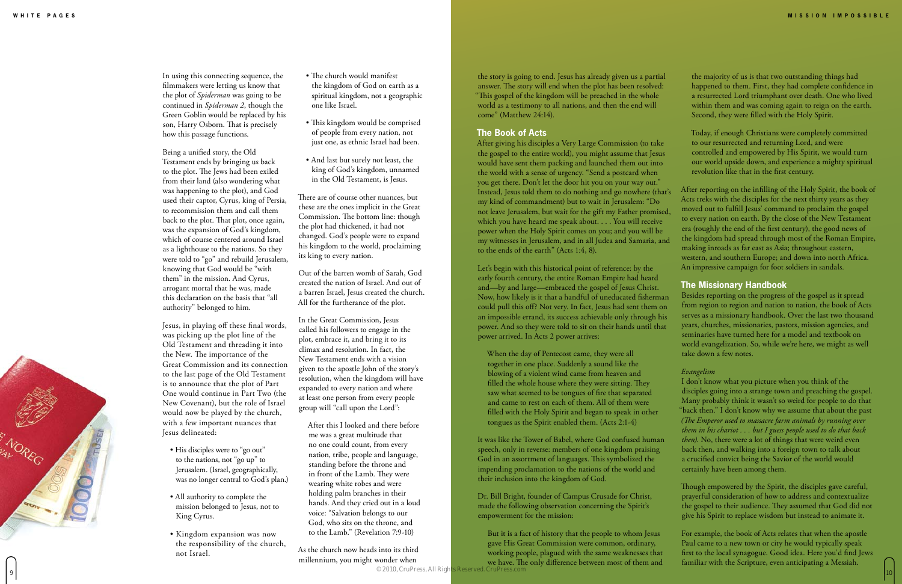In using this connecting sequence, the filmmakers were letting us know that the plot of *Spiderman* was going to be continued in *Spiderman 2*, though the Green Goblin would be replaced by his son, Harry Osborn. That is precisely how this passage functions.

Being a unified story, the Old Testament ends by bringing us back to the plot. The Jews had been exiled from their land (also wondering what was happening to the plot), and God used their captor, Cyrus, king of Persia, to recommission them and call them back to the plot. That plot, once again, was the expansion of God's kingdom, which of course centered around Israel as a lighthouse to the nations. So they were told to "go" and rebuild Jerusalem, knowing that God would be "with them" in the mission. And Cyrus, arrogant mortal that he was, made this declaration on the basis that "all authority" belonged to him.

Jesus, in playing off these final words, was picking up the plot line of the Old Testament and threading it into the New. The importance of the Great Commission and its connection to the last page of the Old Testament is to announce that the plot of Part One would continue in Part Two (the New Covenant), but the role of Israel would now be played by the church, with a few important nuances that Jesus delineated:

- His disciples were to "go out" to the nations, not "go up" to Jerusalem. (Israel, geographically, was no longer central to God's plan.)
- All authority to complete the mission belonged to Jesus, not to King Cyrus.
- Kingdom expansion was now the responsibility of the church, not Israel.
- The church would manifest the kingdom of God on earth as a spiritual kingdom, not a geographic one like Israel.
- This kingdom would be comprised of people from every nation, not just one, as ethnic Israel had been.
- And last but surely not least, the king of God's kingdom, unnamed in the Old Testament, is Jesus.

There are of course other nuances, but these are the ones implicit in the Great Commission. The bottom line: though the plot had thickened, it had not changed. God's people were to expand his kingdom to the world, proclaiming its king to every nation.

Out of the barren womb of Sarah, God created the nation of Israel. And out of a barren Israel, Jesus created the church. All for the furtherance of the plot.

In the Great Commission, Jesus called his followers to engage in the plot, embrace it, and bring it to its climax and resolution. In fact, the New Testament ends with a vision given to the apostle John of the story's resolution, when the kingdom will have expanded to every nation and where at least one person from every people group will "call upon the Lord":

> After this I looked and there before me was a great multitude that no one could count, from every nation, tribe, people and language, standing before the throne and in front of the Lamb. They were wearing white robes and were holding palm branches in their hands. And they cried out in a loud voice: "Salvation belongs to our God, who sits on the throne, and to the Lamb." (Revelation 7:9-10)

As the church now heads into its third millennium, you might wonder when the story is going to end. Jesus has already given us a partial answer. The story will end when the plot has been resolved: "This gospel of the kingdom will be preached in the whole world as a testimony to all nations, and then the end will come" (Matthew 24:14).

## The Book of Acts

After giving his disciples a Very Large Commission (to take the gospel to the entire world), you might assume that Jesus would have sent them packing and launched them out into the world with a sense of urgency. "Send a postcard when you get there. Don't let the door hit you on your way out." Instead, Jesus told them to do nothing and go nowhere (that's my kind of commandment) but to wait in Jerusalem: "Do not leave Jerusalem, but wait for the gift my Father promised, which you have heard me speak about. . . . You will receive power when the Holy Spirit comes on you; and you will be my witnesses in Jerusalem, and in all Judea and Samaria, and to the ends of the earth" (Acts 1:4, 8).

Let's begin with this historical point of reference: by the early fourth century, the entire Roman Empire had heard and—by and large—embraced the gospel of Jesus Christ. Now, how likely is it that a handful of uneducated fisherman could pull this off? Not very. In fact, Jesus had sent them on an impossible errand, its success achievable only through his power. And so they were told to sit on their hands until that power arrived. In Acts 2 power arrives:

> When the day of Pentecost came, they were all together in one place. Suddenly a sound like the blowing of a violent wind came from heaven and filled the whole house where they were sitting. They saw what seemed to be tongues of fire that separated and came to rest on each of them. All of them were filled with the Holy Spirit and began to speak in other tongues as the Spirit enabled them. (Acts 2:1-4)

It was like the Tower of Babel, where God confused human speech, only in reverse: members of one kingdom praising God in an assortment of languages. This symbolized the impending proclamation to the nations of the world and their inclusion into the kingdom of God.

Dr. Bill Bright, founder of Campus Crusade for Christ, made the following observation concerning the Spirit's empowerment for the mission:

> But it is a fact of history that the people to whom Jesus gave His Great Commission were common, ordinary, working people, plagued with the same weaknesses that we have. The only difference between most of them and the majority of us is that two outstanding things had happened to them. First, they had complete confidence in a resurrected Lord triumphant over death. One who lived within them and was coming again to reign on the earth. Second, they were filled with the Holy Spirit.
>
> Today, if enough Christians were completely committed to our resurrected and returning Lord, and were controlled and empowered by His Spirit, we would turn our world upside down, and experience a mighty spiritual revolution like that in the first century.

After reporting on the infilling of the Holy Spirit, the book of Acts treks with the disciples for the next thirty years as they moved out to fulfill Jesus' command to proclaim the gospel to every nation on earth. By the close of the New Testament era (roughly the end of the first century), the good news of the kingdom had spread through most of the Roman Empire, making inroads as far east as Asia; throughout eastern, western, and southern Europe; and down into north Africa. An impressive campaign for foot soldiers in sandals.

## The Missionary Handbook

Besides reporting on the progress of the gospel as it spread from region to region and nation to nation, the book of Acts serves as a missionary handbook. Over the last two thousand years, churches, missionaries, pastors, mission agencies, and seminaries have turned here for a model and textbook on world evangelization. So, while we're here, we might as well take down a few notes.

### *Evangelism*

I don't know what you picture when you think of the disciples going into a strange town and preaching the gospel. Many probably think it wasn't so weird for people to do that "back then." I don't know why we assume that about the past *(The Emperor used to massacre farm animals by running over them in his chariot . . . but I guess people used to do that back then)*. No, there were a lot of things that were weird even back then, and walking into a foreign town to talk about a crucified convict being the Savior of the world would certainly have been among them.

Though empowered by the Spirit, the disciples gave careful, prayerful consideration of how to address and contextualize the gospel to their audience. They assumed that God did not give his Spirit to replace wisdom but instead to animate it.

For example, the book of Acts relates that when the apostle Paul came to a new town or city he would typically speak first to the local synagogue. Good idea. Here you'd find Jews familiar with the Scripture, even anticipating a Messiah.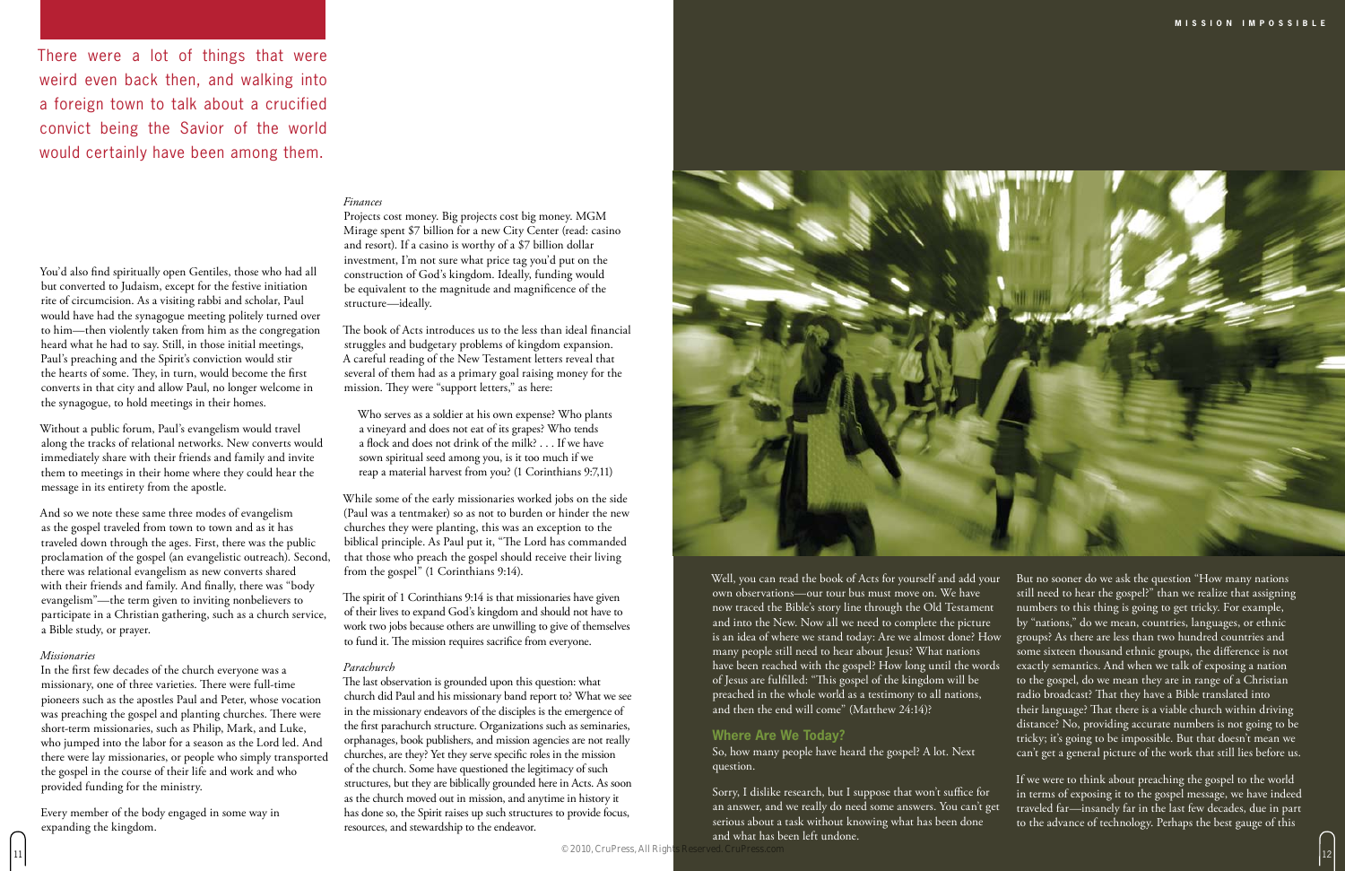There were a lot of things that were weird even back then, and walking into a foreign town to talk about a crucified convict being the Savior of the world would certainly have been among them.

You'd also find spiritually open Gentiles, those who had all but converted to Judaism, except for the festive initiation rite of circumcision. As a visiting rabbi and scholar, Paul would have had the synagogue meeting politely turned over to him—then violently taken from him as the congregation heard what he had to say. Still, in those initial meetings, Paul's preaching and the Spirit's conviction would stir the hearts of some. They, in turn, would become the first converts in that city and allow Paul, no longer welcome in the synagogue, to hold meetings in their homes.

Without a public forum, Paul's evangelism would travel along the tracks of relational networks. New converts would immediately share with their friends and family and invite them to meetings in their home where they could hear the message in its entirety from the apostle.

And so we note these same three modes of evangelism as the gospel traveled from town to town and as it has traveled down through the ages. First, there was the public proclamation of the gospel (an evangelistic outreach). Second, there was relational evangelism as new converts shared with their friends and family. And finally, there was "body evangelism"—the term given to inviting nonbelievers to participate in a Christian gathering, such as a church service, a Bible study, or prayer.

*Missionaries*

In the first few decades of the church everyone was a missionary, one of three varieties. There were full-time pioneers such as the apostles Paul and Peter, whose vocation was preaching the gospel and planting churches. There were short-term missionaries, such as Philip, Mark, and Luke, who jumped into the labor for a season as the Lord led. And there were lay missionaries, or people who simply transported the gospel in the course of their life and work and who provided funding for the ministry.

Every member of the body engaged in some way in expanding the kingdom.

*Finances*

Projects cost money. Big projects cost big money. MGM Mirage spent $7 billion for a new City Center (read: casino and resort). If a casino is worthy of a $7 billion dollar investment, I'm not sure what price tag you'd put on the construction of God's kingdom. Ideally, funding would be equivalent to the magnitude and magnificence of the structure—ideally.

The book of Acts introduces us to the less than ideal financial struggles and budgetary problems of kingdom expansion. A careful reading of the New Testament letters reveal that several of them had as a primary goal raising money for the mission. They were "support letters," as here:

> Who serves as a soldier at his own expense? Who plants a vineyard and does not eat of its grapes? Who tends a flock and does not drink of the milk? . . . If we have sown spiritual seed among you, is it too much if we reap a material harvest from you? (1 Corinthians 9:7,11)

While some of the early missionaries worked jobs on the side (Paul was a tentmaker) so as not to burden or hinder the new churches they were planting, this was an exception to the biblical principle. As Paul put it, "The Lord has commanded that those who preach the gospel should receive their living from the gospel" (1 Corinthians 9:14).

The spirit of 1 Corinthians 9:14 is that missionaries have given of their lives to expand God's kingdom and should not have to work two jobs because others are unwilling to give of themselves to fund it. The mission requires sacrifice from everyone.

*Parachurch*

The last observation is grounded upon this question: what church did Paul and his missionary band report to? What we see in the missionary endeavors of the disciples is the emergence of the first parachurch structure. Organizations such as seminaries, orphanages, book publishers, and mission agencies are not really churches, are they? Yet they serve specific roles in the mission of the church. Some have questioned the legitimacy of such structures, but they are biblically grounded here in Acts. As soon as the church moved out in mission, and anytime in history it has done so, the Spirit raises up such structures to provide focus, resources, and stewardship to the endeavor.

Well, you can read the book of Acts for yourself and add your own observations—our tour bus must move on. We have now traced the Bible's story line through the Old Testament and into the New. Now all we need to complete the picture is an idea of where we stand today: Are we almost done? How many people still need to hear about Jesus? What nations have been reached with the gospel? How long until the words of Jesus are fulfilled: "This gospel of the kingdom will be preached in the whole world as a testimony to all nations, and then the end will come" (Matthew 24:14)?

## Where Are We Today?

So, how many people have heard the gospel? A lot. Next question.

Sorry, I dislike research, but I suppose that won't suffice for an answer, and we really do need some answers. You can't get serious about a task without knowing what has been done and what has been left undone.

But no sooner do we ask the question "How many nations still need to hear the gospel?" than we realize that assigning numbers to this thing is going to get tricky. For example, by "nations," do we mean, countries, languages, or ethnic groups? As there are less than two hundred countries and some sixteen thousand ethnic groups, the difference is not exactly semantics. And when we talk of exposing a nation to the gospel, do we mean they are in range of a Christian radio broadcast? That they have a Bible translated into their language? That there is a viable church within driving distance? No, providing accurate numbers is not going to be tricky; it's going to be impossible. But that doesn't mean we can't get a general picture of the work that still lies before us.

If we were to think about preaching the gospel to the world in terms of exposing it to the gospel message, we have indeed traveled far—insanely far in the last few decades, due in part to the advance of technology. Perhaps the best gauge of this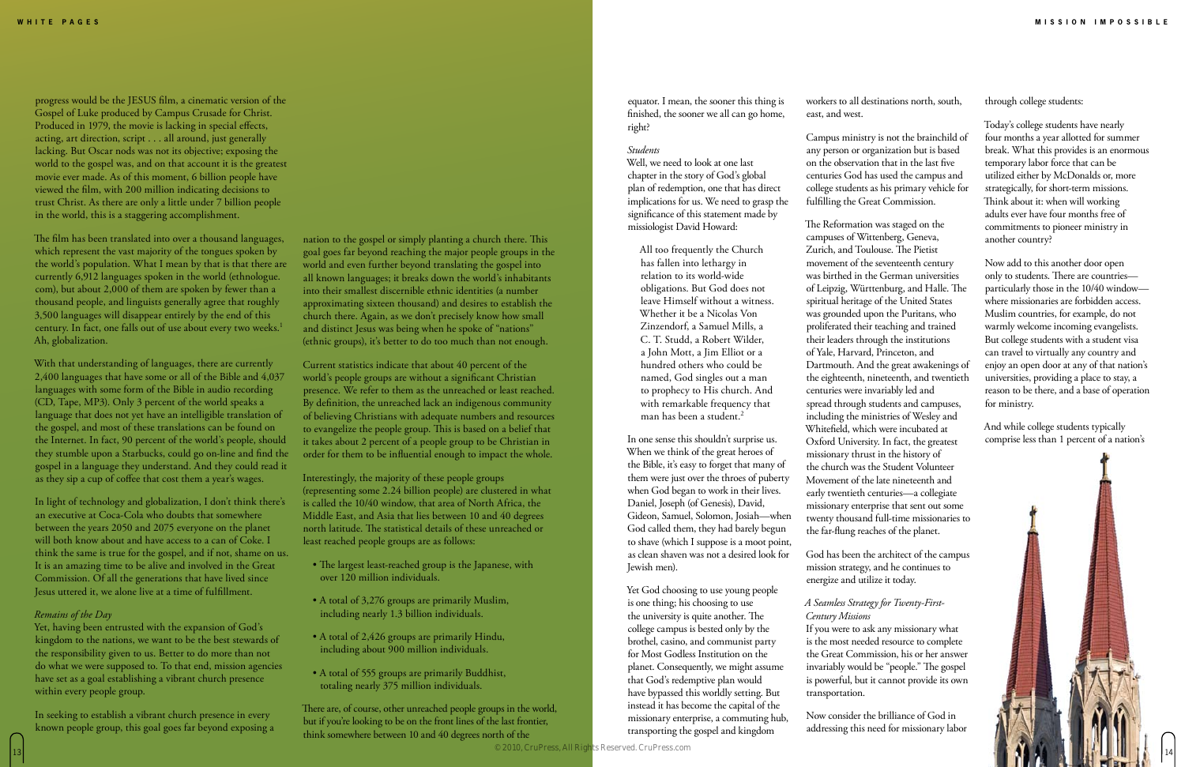progress would be the JESUS film, a cinematic version of the Gospel of Luke produced by Campus Crusade for Christ. Produced in 1979, the movie is lacking in special effects, acting, art direction, script . . . all around, just generally lacking. But Oscar nods was not its objective; exposing the world to the gospel was, and on that account it is the greatest movie ever made. As of this moment, 6 billion people have viewed the film, with 200 million indicating decisions to trust Christ. As there are only a little under 7 billion people in the world, this is a staggering accomplishment.

The film has been translated into over a thousand languages, which represent the vast majority of the tongues spoken by the world's population. What I mean by that is that there are currently 6,912 languages spoken in the world (ethnologue.com), but about 2,000 of them are spoken by fewer than a thousand people, and linguists generally agree that roughly 3,500 languages will disappear entirely by the end of this century. In fact, one falls out of use about every two weeks.[1] Ah, globalization.

With that understanding of languages, there are currently 2,400 languages that have some or all of the Bible and 4,037 languages with some form of the Bible in audio recording (CD, Tape, MP3). Only 3 percent of the world speaks a language that does not yet have an intelligible translation of the gospel, and most of these translations can be found on the Internet. In fact, 90 percent of the world's people, should they stumble upon a Starbucks, could go on-line and find the gospel in a language they understand. And they could read it as they sip a cup of coffee that cost them a year's wages.

In light of technology and globalization, I don't think there's an executive at Coca-Cola who doubts that somewhere between the years 2050 and 2075 everyone on the planet will both know about and have access to a can of Coke. I think the same is true for the gospel, and if not, shame on us. It is an amazing time to be alive and involved in the Great Commission. Of all the generations that have lived since Jesus uttered it, we alone live at a time of fulfillment.

*Remains of the Day*

Yet, having been entrusted with the expansion of God's kingdom to the nations, we want to be the best stewards of the responsibility given to us. Better to do more than not do what we were supposed to. To that end, mission agencies have set as a goal establishing a vibrant church presence within every people group.

In seeking to establish a vibrant church presence in every known people group, this goal goes far beyond exposing a nation to the gospel or simply planting a church there. This goal goes far beyond reaching the major people groups in the world and even further beyond translating the gospel into all known languages; it breaks down the world's inhabitants into their smallest discernible ethnic identities (a number approximating sixteen thousand) and desires to establish the church there. Again, as we don't precisely know how small and distinct Jesus was being when he spoke of "nations" (ethnic groups), it's better to do too much than not enough.

Current statistics indicate that about 40 percent of the world's people groups are without a significant Christian presence. We refer to them as the unreached or least reached. By definition, the unreached lack an indigenous community of believing Christians with adequate numbers and resources to evangelize the people group. This is based on a belief that it takes about 2 percent of a people group to be Christian in order for them to be influential enough to impact the whole.

Interestingly, the majority of these people groups (representing some 2.24 billion people) are clustered in what is called the 10/40 window, that area of North Africa, the Middle East, and Asia that lies between 10 and 40 degrees north latitude. The statistical details of these unreached or least reached people groups are as follows:

- The largest least-reached group is the Japanese, with over 120 million individuals.
- A total of 3,276 groups are primarily Muslim, including nearly 1.3 billion individuals.
- A total of 2,426 groups are primarily Hindu, including about 900 million individuals.
- A total of 555 groups are primarily Buddhist, totaling nearly 375 million individuals.

There are, of course, other unreached people groups in the world, but if you're looking to be on the front lines of the last frontier, think somewhere between 10 and 40 degrees north of the equator. I mean, the sooner this thing is finished, the sooner we all can go home, right?

*Students*

Well, we need to look at one last chapter in the story of God's global plan of redemption, one that has direct implications for us. We need to grasp the significance of this statement made by missiologist David Howard:

> All too frequently the Church has fallen into lethargy in relation to its world-wide obligations. But God does not leave Himself without a witness. Whether it be a Nicolas Von Zinzendorf, a Samuel Mills, a C. T. Studd, a Robert Wilder, a John Mott, a Jim Elliot or a hundred others who could be named, God singles out a man to prophecy to His church. And with remarkable frequency that man has been a student.[2]

In one sense this shouldn't surprise us. When we think of the great heroes of the Bible, it's easy to forget that many of them were just over the throes of puberty when God began to work in their lives. Daniel, Joseph (of Genesis), David, Gideon, Samuel, Solomon, Josiah—when God called them, they had barely begun to shave (which I suppose is a moot point, as clean shaven was not a desired look for Jewish men).

Yet God choosing to use young people is one thing; his choosing to use the university is quite another. The college campus is bested only by the brothel, casino, and communist party for Most Godless Institution on the planet. Consequently, we might assume that God's redemptive plan would have bypassed this worldly setting. But instead it has become the capital of the missionary enterprise, a commuting hub, transporting the gospel and kingdom workers to all destinations north, south, east, and west.

Campus ministry is not the brainchild of any person or organization but is based on the observation that in the last five centuries God has used the campus and college students as his primary vehicle for fulfilling the Great Commission.

The Reformation was staged on the campuses of Wittenberg, Geneva, Zurich, and Toulouse. The Pietist movement of the seventeenth century was birthed in the German universities of Leipzig, Württenburg, and Halle. The spiritual heritage of the United States was grounded upon the Puritans, who proliferated their teaching and trained their leaders through the institutions of Yale, Harvard, Princeton, and Dartmouth. And the great awakenings of the eighteenth, nineteenth, and twentieth centuries were invariably led and spread through students and campuses, including the ministries of Wesley and Whitefield, which were incubated at Oxford University. In fact, the greatest missionary thrust in the history of the church was the Student Volunteer Movement of the late nineteenth and early twentieth centuries—a collegiate missionary enterprise that sent out some twenty thousand full-time missionaries to the far-flung reaches of the planet.

God has been the architect of the campus mission strategy, and he continues to energize and utilize it today.

*A Seamless Strategy for Twenty-First-Century Missions*

If you were to ask any missionary what is the most needed resource to complete the Great Commission, his or her answer invariably would be "people." The gospel is powerful, but it cannot provide its own transportation.

Now consider the brilliance of God in addressing this need for missionary labor through college students:

Today's college students have nearly four months a year allotted for summer break. What this provides is an enormous temporary labor force that can be utilized either by McDonalds or, more strategically, for short-term missions. Think about it: when will working adults ever have four months free of commitments to pioneer ministry in another country?

Now add to this another door open only to students. There are countries—particularly those in the 10/40 window—where missionaries are forbidden access. Muslim countries, for example, do not warmly welcome incoming evangelists. But college students with a student visa can travel to virtually any country and enjoy an open door at any of that nation's universities, providing a place to stay, a reason to be there, and a base of operation for ministry.

And while college students typically comprise less than 1 percent of a nation's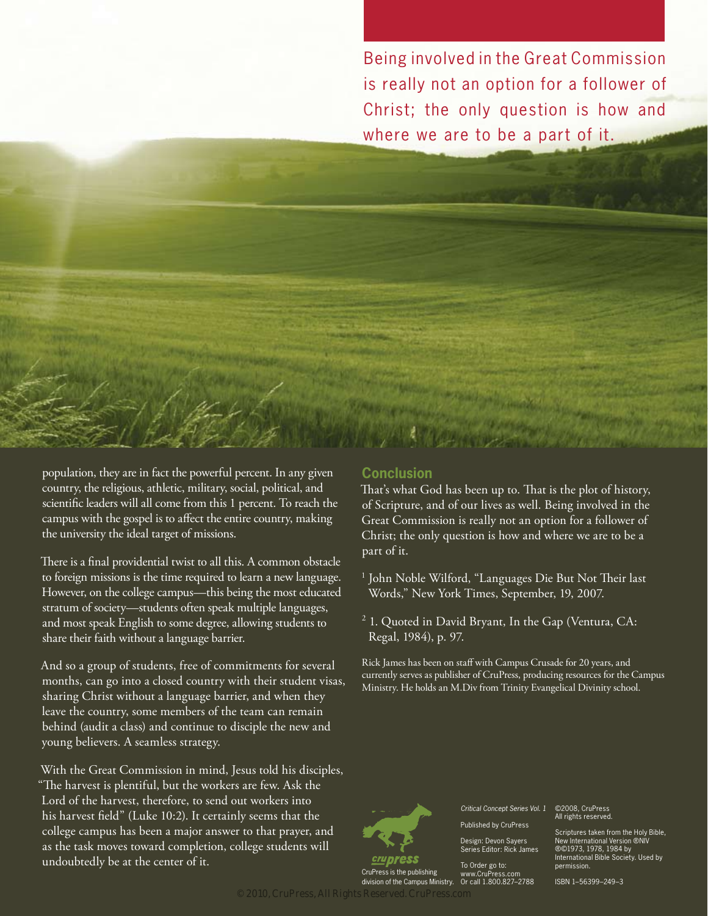Being involved in the Great Commission is really not an option for a follower of Christ; the only question is how and where we are to be a part of it.

population, they are in fact the powerful percent. In any given country, the religious, athletic, military, social, political, and scientific leaders will all come from this 1 percent. To reach the campus with the gospel is to affect the entire country, making the university the ideal target of missions.

There is a final providential twist to all this. A common obstacle to foreign missions is the time required to learn a new language. However, on the college campus—this being the most educated stratum of society—students often speak multiple languages, and most speak English to some degree, allowing students to share their faith without a language barrier.

And so a group of students, free of commitments for several months, can go into a closed country with their student visas, sharing Christ without a language barrier, and when they leave the country, some members of the team can remain behind (audit a class) and continue to disciple the new and young believers. A seamless strategy.

With the Great Commission in mind, Jesus told his disciples, "The harvest is plentiful, but the workers are few. Ask the Lord of the harvest, therefore, to send out workers into his harvest field" (Luke 10:2). It certainly seems that the college campus has been a major answer to that prayer, and as the task moves toward completion, college students will undoubtedly be at the center of it.

## Conclusion

That's what God has been up to. That is the plot of history, of Scripture, and of our lives as well. Being involved in the Great Commission is really not an option for a follower of Christ; the only question is how and where we are to be a part of it.

[1] John Noble Wilford, "Languages Die But Not Their last Words," New York Times, September, 19, 2007.

[2] 1. Quoted in David Bryant, In the Gap (Ventura, CA: Regal, 1984), p. 97.

Rick James has been on staff with Campus Crusade for 20 years, and currently serves as publisher of CruPress, producing resources for the Campus Ministry. He holds an M.Div from Trinity Evangelical Divinity school.

crupress

CruPress is the publishing division of the Campus Ministry.

*Critical Concept Series Vol. 1*

Published by CruPress

Design: Devon Sayers
Series Editor: Rick James

To Order go to:
www.CruPress.com
Or call 1.800.827–2788

©2008, CruPress
All rights reserved.

Scriptures taken from the Holy Bible, New International Version ®NIV ®©1973, 1978, 1984 by International Bible Society. Used by permission.

ISBN 1–56399–249–3

© 2010, CruPress, All Rights Reserved. CruPress.com